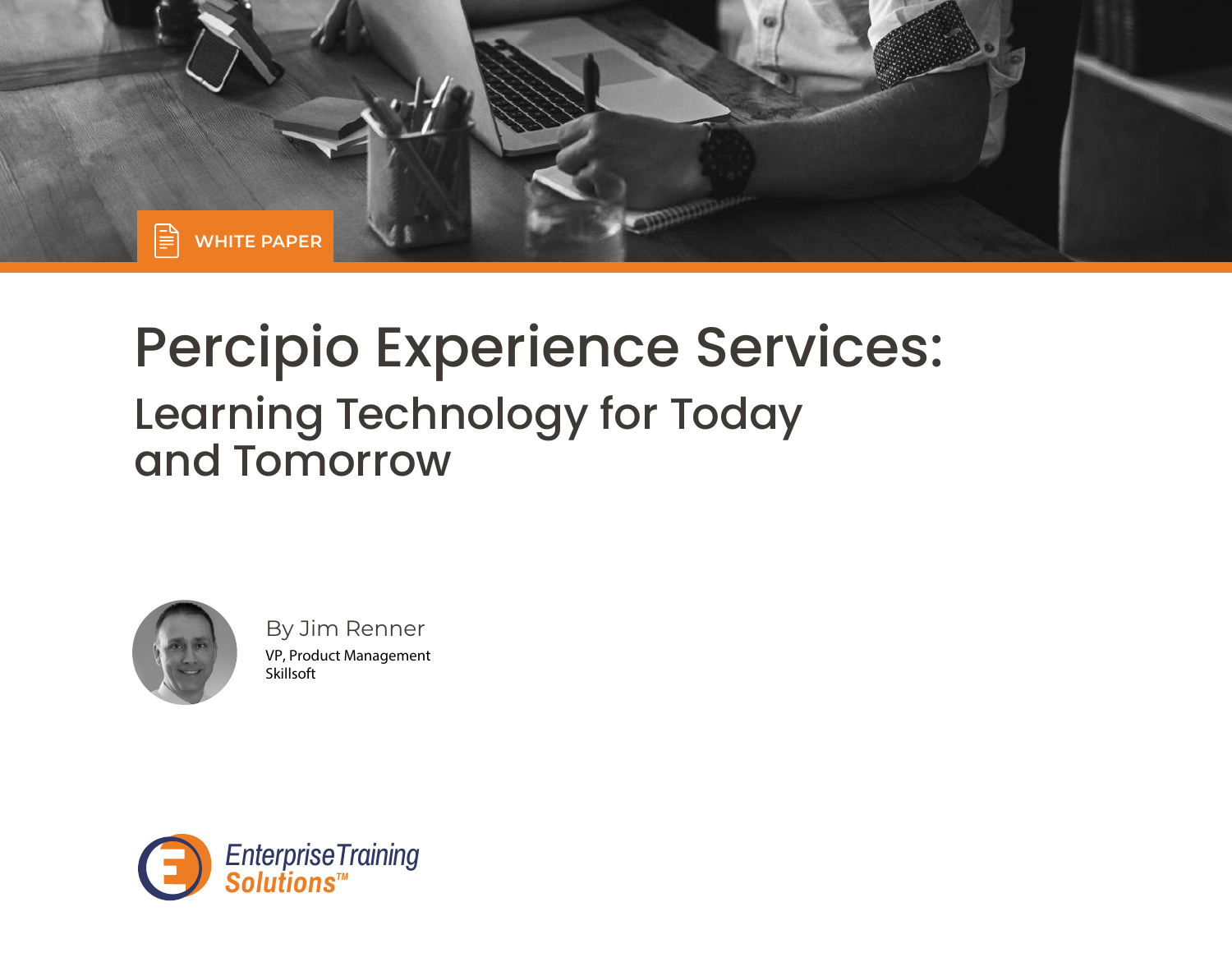WHITE PAPER

# Percipio Experience Services:

## Learning Technology for Today and Tomorrow

By Jim Renner

VP, Product Management

Skillsoft

Enterprise Training Solutions™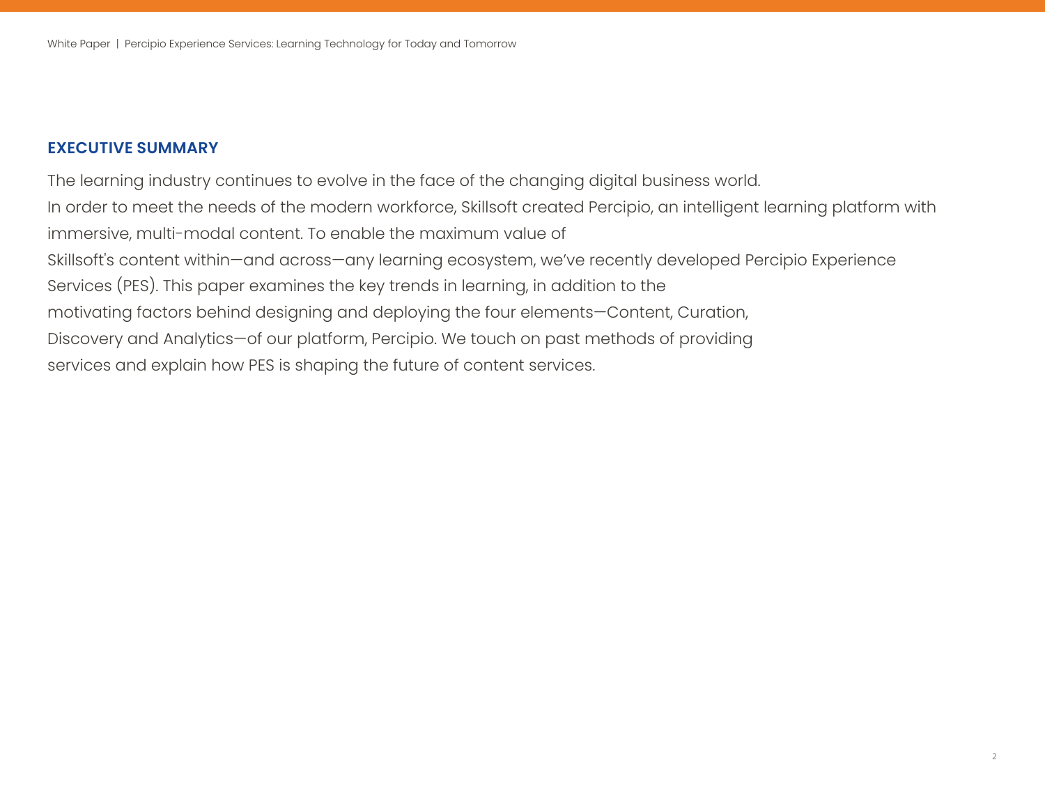## EXECUTIVE SUMMARY

The learning industry continues to evolve in the face of the changing digital business world. In order to meet the needs of the modern workforce, Skillsoft created Percipio, an intelligent learning platform with immersive, multi-modal content. To enable the maximum value of Skillsoft's content within—and across—any learning ecosystem, we've recently developed Percipio Experience Services (PES). This paper examines the key trends in learning, in addition to the motivating factors behind designing and deploying the four elements—Content, Curation, Discovery and Analytics—of our platform, Percipio. We touch on past methods of providing services and explain how PES is shaping the future of content services.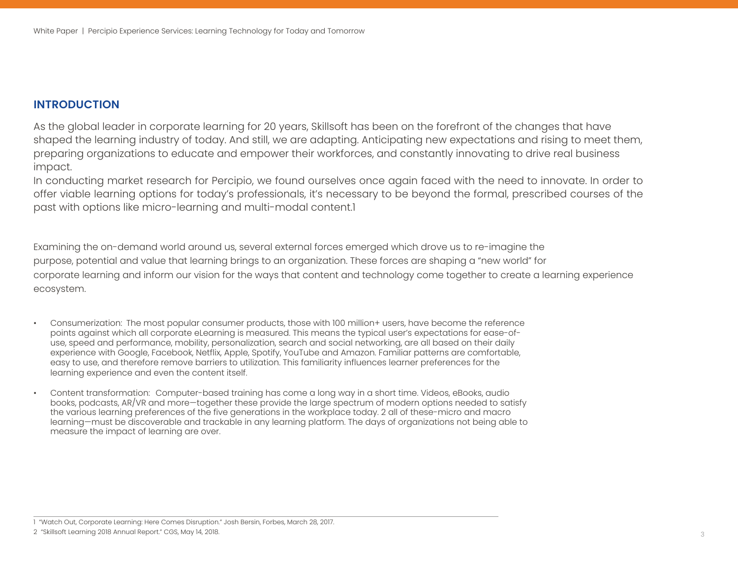## INTRODUCTION

As the global leader in corporate learning for 20 years, Skillsoft has been on the forefront of the changes that have shaped the learning industry of today. And still, we are adapting. Anticipating new expectations and rising to meet them, preparing organizations to educate and empower their workforces, and constantly innovating to drive real business impact.

In conducting market research for Percipio, we found ourselves once again faced with the need to innovate. In order to offer viable learning options for today's professionals, it's necessary to be beyond the formal, prescribed courses of the past with options like micro-learning and multi-modal content.[1]

Examining the on-demand world around us, several external forces emerged which drove us to re-imagine the purpose, potential and value that learning brings to an organization. These forces are shaping a "new world" for corporate learning and inform our vision for the ways that content and technology come together to create a learning experience ecosystem.

- Consumerization: The most popular consumer products, those with 100 million+ users, have become the reference points against which all corporate eLearning is measured. This means the typical user's expectations for ease-of-use, speed and performance, mobility, personalization, search and social networking, are all based on their daily experience with Google, Facebook, Netflix, Apple, Spotify, YouTube and Amazon. Familiar patterns are comfortable, easy to use, and therefore remove barriers to utilization. This familiarity influences learner preferences for the learning experience and even the content itself.
- Content transformation: Computer-based training has come a long way in a short time. Videos, eBooks, audio books, podcasts, AR/VR and more—together these provide the large spectrum of modern options needed to satisfy the various learning preferences of the five generations in the workplace today. 2 all of these-micro and macro learning—must be discoverable and trackable in any learning platform. The days of organizations not being able to measure the impact of learning are over.

---

1 "Watch Out, Corporate Learning: Here Comes Disruption." Josh Bersin, Forbes, March 28, 2017.

2 "Skillsoft Learning 2018 Annual Report." CGS, May 14, 2018.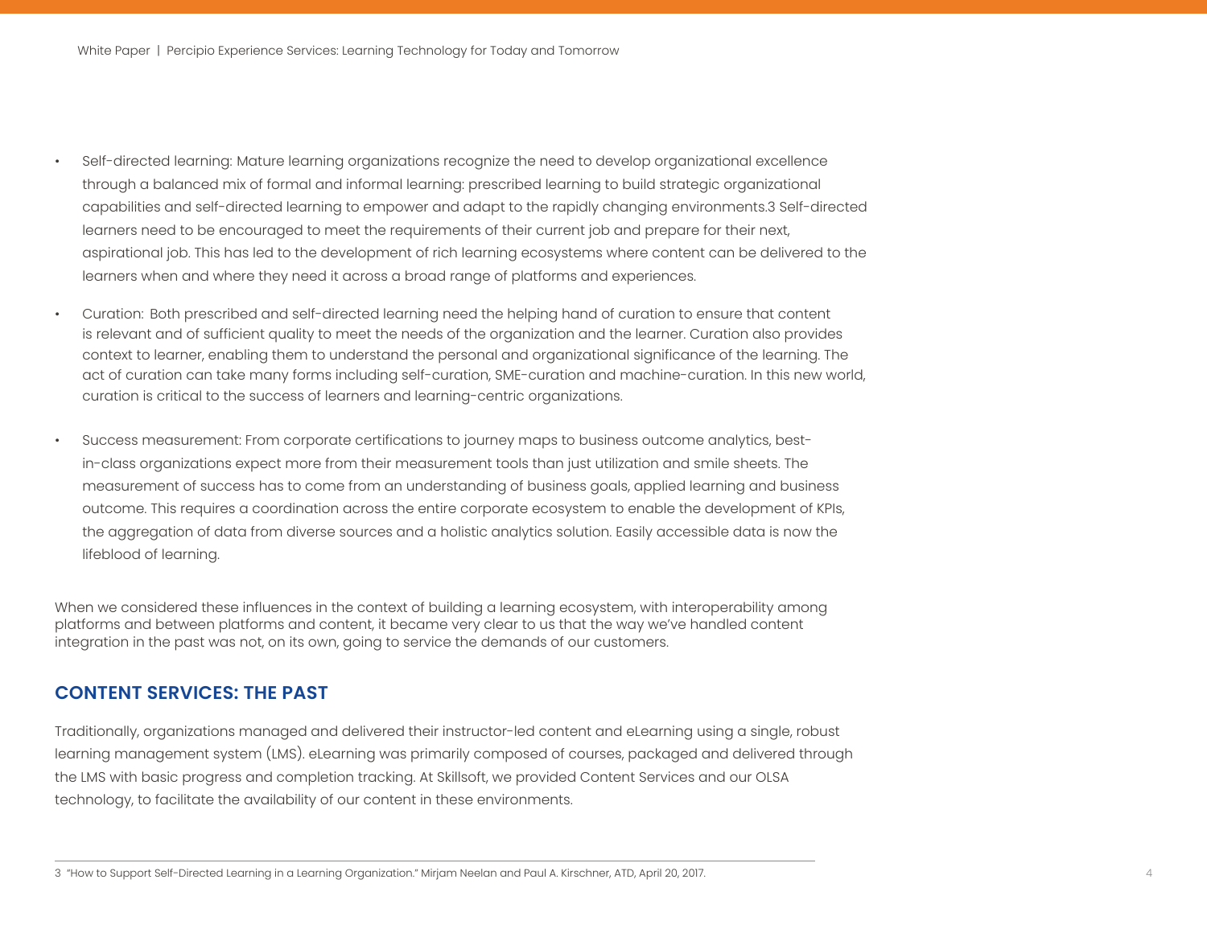- Self-directed learning: Mature learning organizations recognize the need to develop organizational excellence through a balanced mix of formal and informal learning: prescribed learning to build strategic organizational capabilities and self-directed learning to empower and adapt to the rapidly changing environments.[3] Self-directed learners need to be encouraged to meet the requirements of their current job and prepare for their next, aspirational job. This has led to the development of rich learning ecosystems where content can be delivered to the learners when and where they need it across a broad range of platforms and experiences.

- Curation: Both prescribed and self-directed learning need the helping hand of curation to ensure that content is relevant and of sufficient quality to meet the needs of the organization and the learner. Curation also provides context to learner, enabling them to understand the personal and organizational significance of the learning. The act of curation can take many forms including self-curation, SME-curation and machine-curation. In this new world, curation is critical to the success of learners and learning-centric organizations.

- Success measurement: From corporate certifications to journey maps to business outcome analytics, best-in-class organizations expect more from their measurement tools than just utilization and smile sheets. The measurement of success has to come from an understanding of business goals, applied learning and business outcome. This requires a coordination across the entire corporate ecosystem to enable the development of KPIs, the aggregation of data from diverse sources and a holistic analytics solution. Easily accessible data is now the lifeblood of learning.

When we considered these influences in the context of building a learning ecosystem, with interoperability among platforms and between platforms and content, it became very clear to us that the way we've handled content integration in the past was not, on its own, going to service the demands of our customers.

## CONTENT SERVICES: THE PAST

Traditionally, organizations managed and delivered their instructor-led content and eLearning using a single, robust learning management system (LMS). eLearning was primarily composed of courses, packaged and delivered through the LMS with basic progress and completion tracking. At Skillsoft, we provided Content Services and our OLSA technology, to facilitate the availability of our content in these environments.

---

3 "How to Support Self-Directed Learning in a Learning Organization." Mirjam Neelan and Paul A. Kirschner, ATD, April 20, 2017.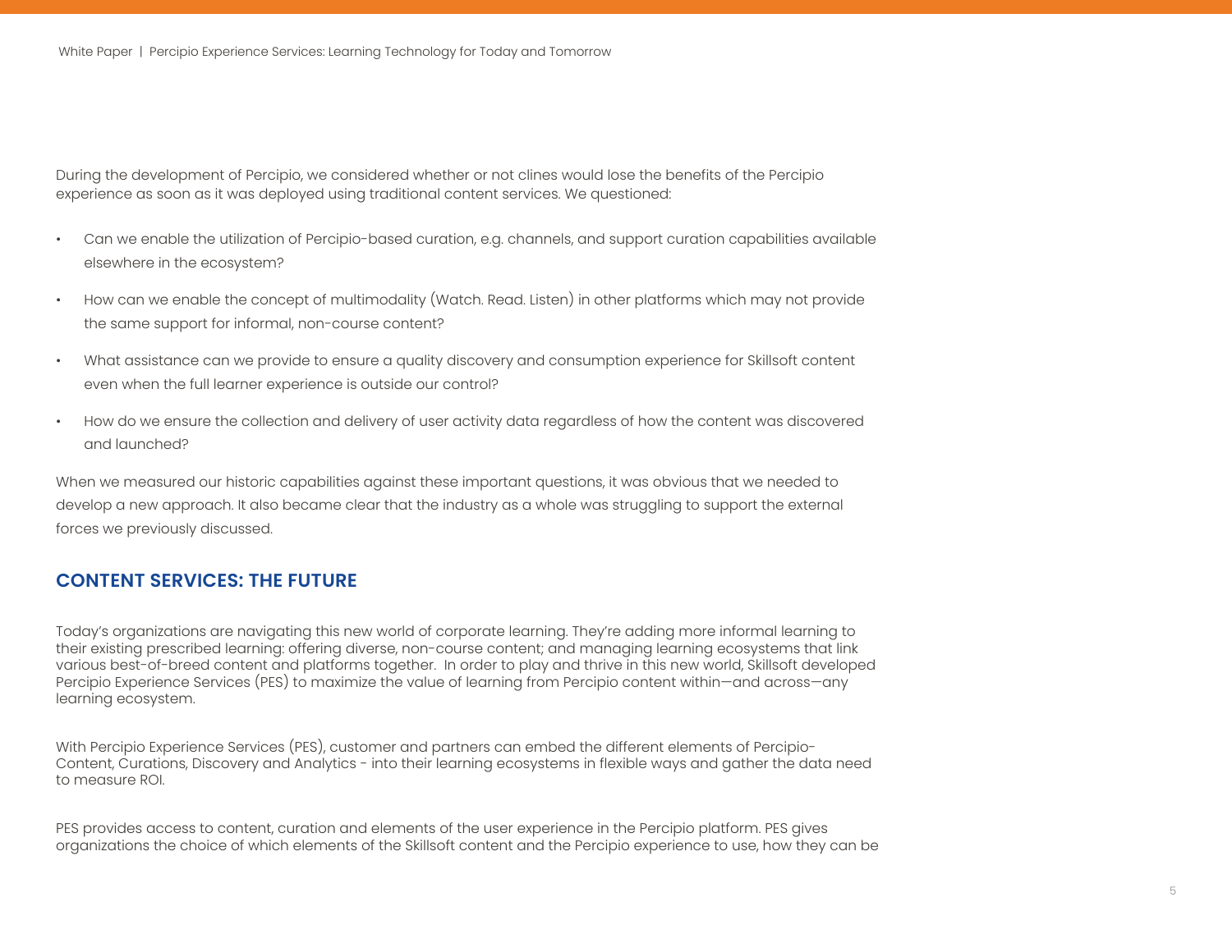During the development of Percipio, we considered whether or not clines would lose the benefits of the Percipio experience as soon as it was deployed using traditional content services. We questioned:

- Can we enable the utilization of Percipio-based curation, e.g. channels, and support curation capabilities available elsewhere in the ecosystem?
- How can we enable the concept of multimodality (Watch. Read. Listen) in other platforms which may not provide the same support for informal, non-course content?
- What assistance can we provide to ensure a quality discovery and consumption experience for Skillsoft content even when the full learner experience is outside our control?
- How do we ensure the collection and delivery of user activity data regardless of how the content was discovered and launched?

When we measured our historic capabilities against these important questions, it was obvious that we needed to develop a new approach. It also became clear that the industry as a whole was struggling to support the external forces we previously discussed.

## CONTENT SERVICES: THE FUTURE

Today's organizations are navigating this new world of corporate learning. They're adding more informal learning to their existing prescribed learning: offering diverse, non-course content; and managing learning ecosystems that link various best-of-breed content and platforms together. In order to play and thrive in this new world, Skillsoft developed Percipio Experience Services (PES) to maximize the value of learning from Percipio content within—and across—any learning ecosystem.

With Percipio Experience Services (PES), customer and partners can embed the different elements of Percipio- Content, Curations, Discovery and Analytics - into their learning ecosystems in flexible ways and gather the data need to measure ROI.

PES provides access to content, curation and elements of the user experience in the Percipio platform. PES gives organizations the choice of which elements of the Skillsoft content and the Percipio experience to use, how they can be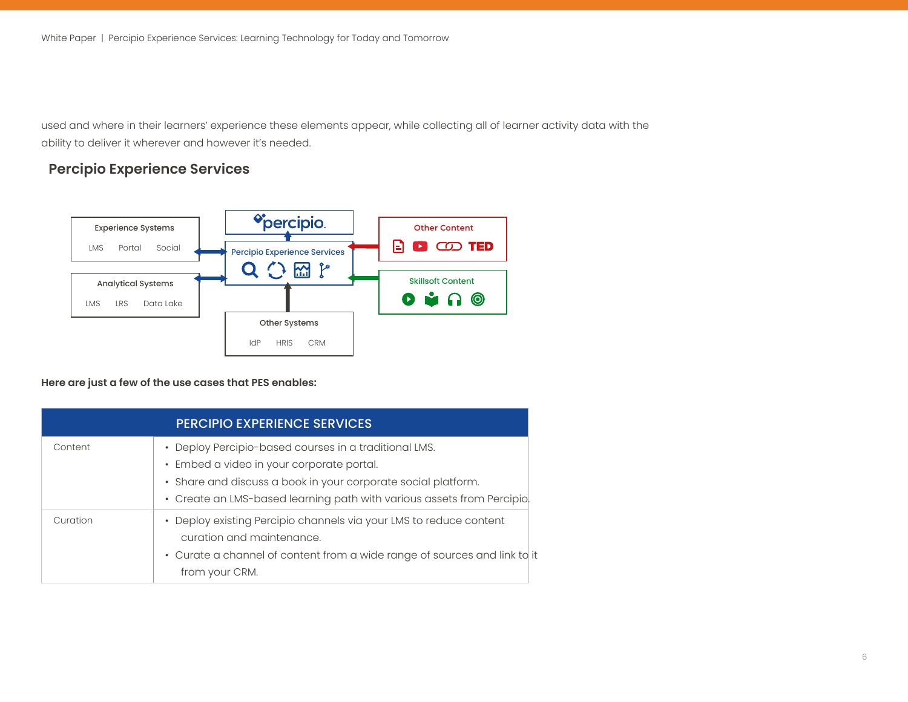used and where in their learners' experience these elements appear, while collecting all of learner activity data with the ability to deliver it wherever and however it's needed.

## Percipio Experience Services

Experience Systems: LMS, Portal, Social

Analytical Systems: LMS, LRS, Data Lake

percipio — Percipio Experience Services

Other Content: TED

Skillsoft Content

Other Systems: IdP, HRIS, CRM

**Here are just a few of the use cases that PES enables:**

| PERCIPIO EXPERIENCE SERVICES | |
|---|---|
| Content | • Deploy Percipio-based courses in a traditional LMS.<br>• Embed a video in your corporate portal.<br>• Share and discuss a book in your corporate social platform.<br>• Create an LMS-based learning path with various assets from Percipio. |
| Curation | • Deploy existing Percipio channels via your LMS to reduce content curation and maintenance.<br>• Curate a channel of content from a wide range of sources and link to it from your CRM. |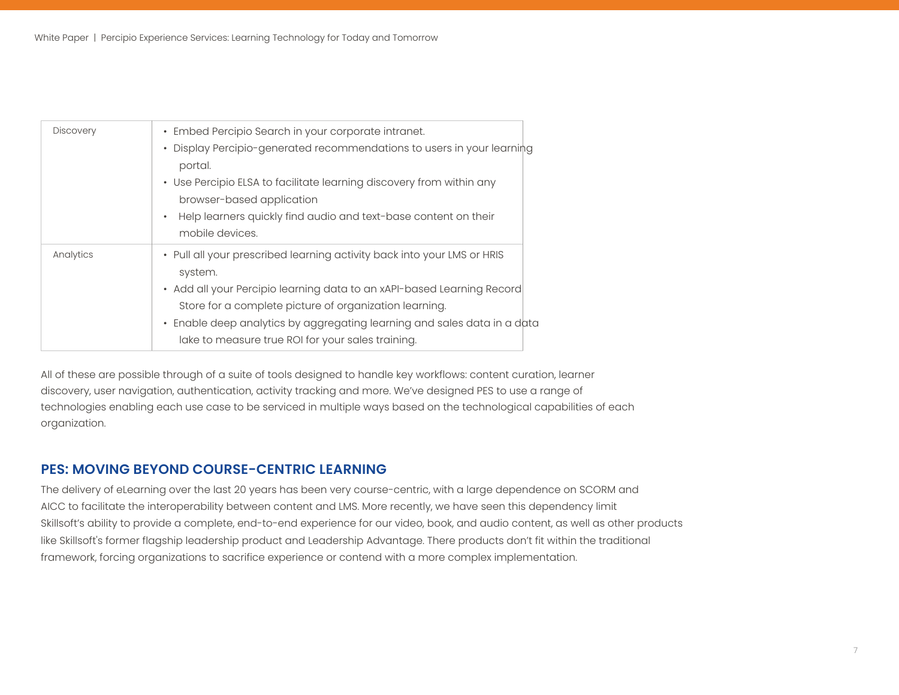| | |
|---|---|
| Discovery | • Embed Percipio Search in your corporate intranet.<br>• Display Percipio-generated recommendations to users in your learning portal.<br>• Use Percipio ELSA to facilitate learning discovery from within any browser-based application<br>• Help learners quickly find audio and text-base content on their mobile devices. |
| Analytics | • Pull all your prescribed learning activity back into your LMS or HRIS system.<br>• Add all your Percipio learning data to an xAPI-based Learning Record Store for a complete picture of organization learning.<br>• Enable deep analytics by aggregating learning and sales data in a data lake to measure true ROI for your sales training. |

All of these are possible through of a suite of tools designed to handle key workflows: content curation, learner discovery, user navigation, authentication, activity tracking and more. We've designed PES to use a range of technologies enabling each use case to be serviced in multiple ways based on the technological capabilities of each organization.

## PES: MOVING BEYOND COURSE-CENTRIC LEARNING

The delivery of eLearning over the last 20 years has been very course-centric, with a large dependence on SCORM and AICC to facilitate the interoperability between content and LMS. More recently, we have seen this dependency limit Skillsoft's ability to provide a complete, end-to-end experience for our video, book, and audio content, as well as other products like Skillsoft's former flagship leadership product and Leadership Advantage. There products don't fit within the traditional framework, forcing organizations to sacrifice experience or contend with a more complex implementation.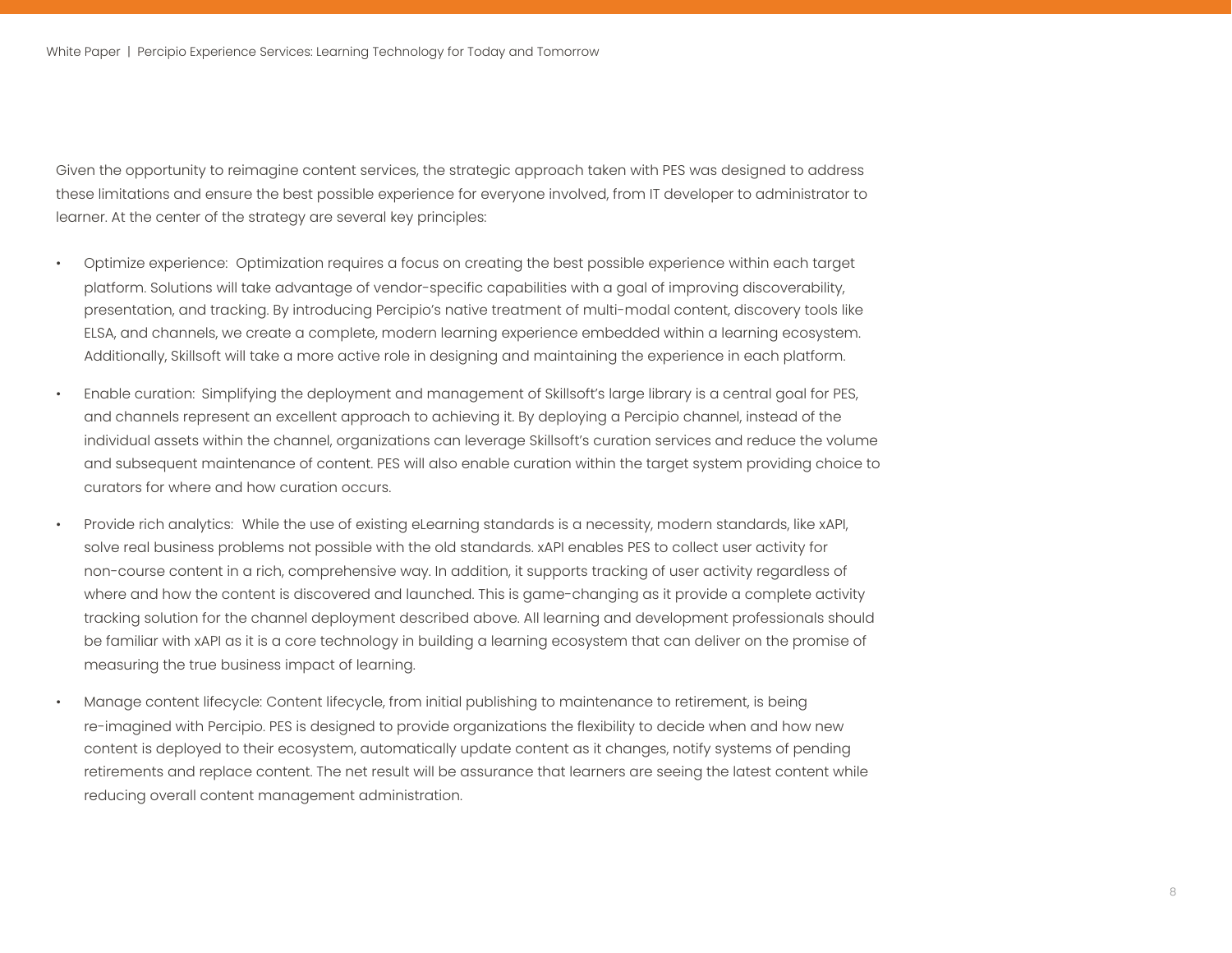Given the opportunity to reimagine content services, the strategic approach taken with PES was designed to address these limitations and ensure the best possible experience for everyone involved, from IT developer to administrator to learner. At the center of the strategy are several key principles:

- Optimize experience: Optimization requires a focus on creating the best possible experience within each target platform. Solutions will take advantage of vendor-specific capabilities with a goal of improving discoverability, presentation, and tracking. By introducing Percipio's native treatment of multi-modal content, discovery tools like ELSA, and channels, we create a complete, modern learning experience embedded within a learning ecosystem. Additionally, Skillsoft will take a more active role in designing and maintaining the experience in each platform.
- Enable curation: Simplifying the deployment and management of Skillsoft's large library is a central goal for PES, and channels represent an excellent approach to achieving it. By deploying a Percipio channel, instead of the individual assets within the channel, organizations can leverage Skillsoft's curation services and reduce the volume and subsequent maintenance of content. PES will also enable curation within the target system providing choice to curators for where and how curation occurs.
- Provide rich analytics: While the use of existing eLearning standards is a necessity, modern standards, like xAPI, solve real business problems not possible with the old standards. xAPI enables PES to collect user activity for non-course content in a rich, comprehensive way. In addition, it supports tracking of user activity regardless of where and how the content is discovered and launched. This is game-changing as it provide a complete activity tracking solution for the channel deployment described above. All learning and development professionals should be familiar with xAPI as it is a core technology in building a learning ecosystem that can deliver on the promise of measuring the true business impact of learning.
- Manage content lifecycle: Content lifecycle, from initial publishing to maintenance to retirement, is being re-imagined with Percipio. PES is designed to provide organizations the flexibility to decide when and how new content is deployed to their ecosystem, automatically update content as it changes, notify systems of pending retirements and replace content. The net result will be assurance that learners are seeing the latest content while reducing overall content management administration.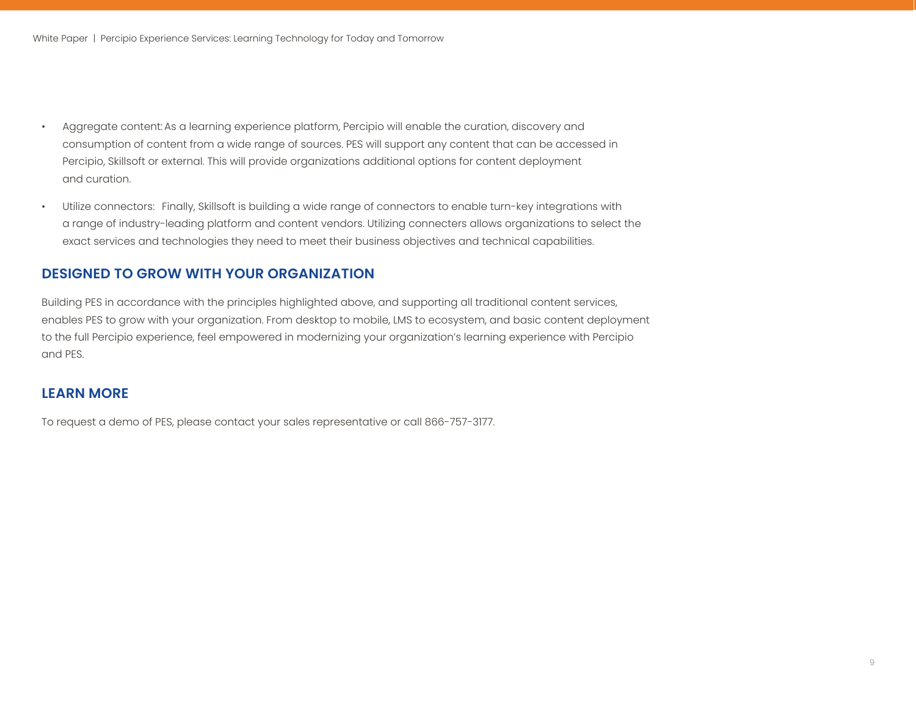- Aggregate content: As a learning experience platform, Percipio will enable the curation, discovery and consumption of content from a wide range of sources. PES will support any content that can be accessed in Percipio, Skillsoft or external. This will provide organizations additional options for content deployment and curation.
- Utilize connectors: Finally, Skillsoft is building a wide range of connectors to enable turn-key integrations with a range of industry-leading platform and content vendors. Utilizing connecters allows organizations to select the exact services and technologies they need to meet their business objectives and technical capabilities.

## DESIGNED TO GROW WITH YOUR ORGANIZATION

Building PES in accordance with the principles highlighted above, and supporting all traditional content services, enables PES to grow with your organization. From desktop to mobile, LMS to ecosystem, and basic content deployment to the full Percipio experience, feel empowered in modernizing your organization's learning experience with Percipio and PES.

## LEARN MORE

To request a demo of PES, please contact your sales representative or call 866-757-3177.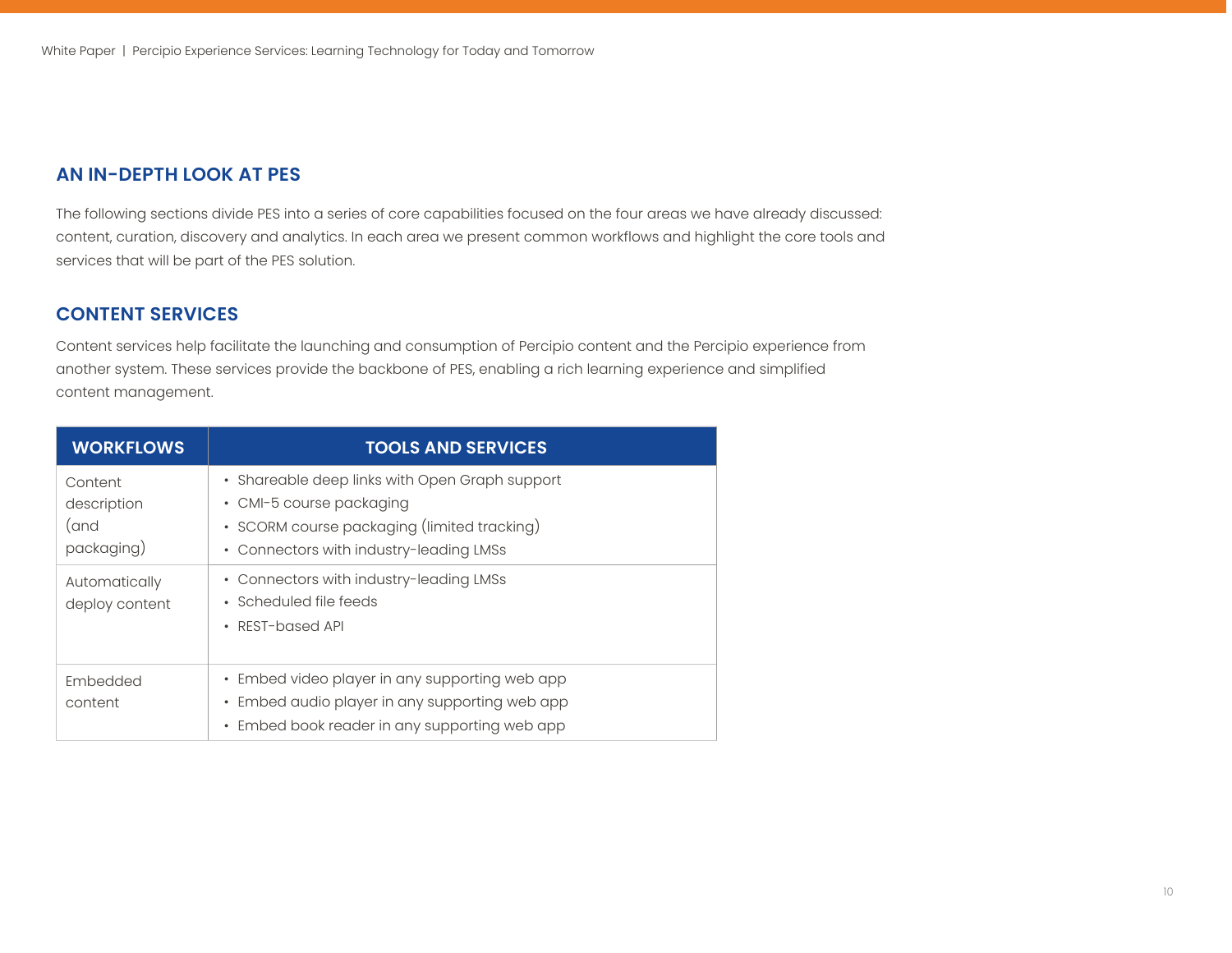## AN IN-DEPTH LOOK AT PES

The following sections divide PES into a series of core capabilities focused on the four areas we have already discussed: content, curation, discovery and analytics. In each area we present common workflows and highlight the core tools and services that will be part of the PES solution.

## CONTENT SERVICES

Content services help facilitate the launching and consumption of Percipio content and the Percipio experience from another system. These services provide the backbone of PES, enabling a rich learning experience and simplified content management.

| WORKFLOWS | TOOLS AND SERVICES |
| --- | --- |
| Content description (and packaging) | • Shareable deep links with Open Graph support<br>• CMI-5 course packaging<br>• SCORM course packaging (limited tracking)<br>• Connectors with industry-leading LMSs |
| Automatically deploy content | • Connectors with industry-leading LMSs<br>• Scheduled file feeds<br>• REST-based API |
| Embedded content | • Embed video player in any supporting web app<br>• Embed audio player in any supporting web app<br>• Embed book reader in any supporting web app |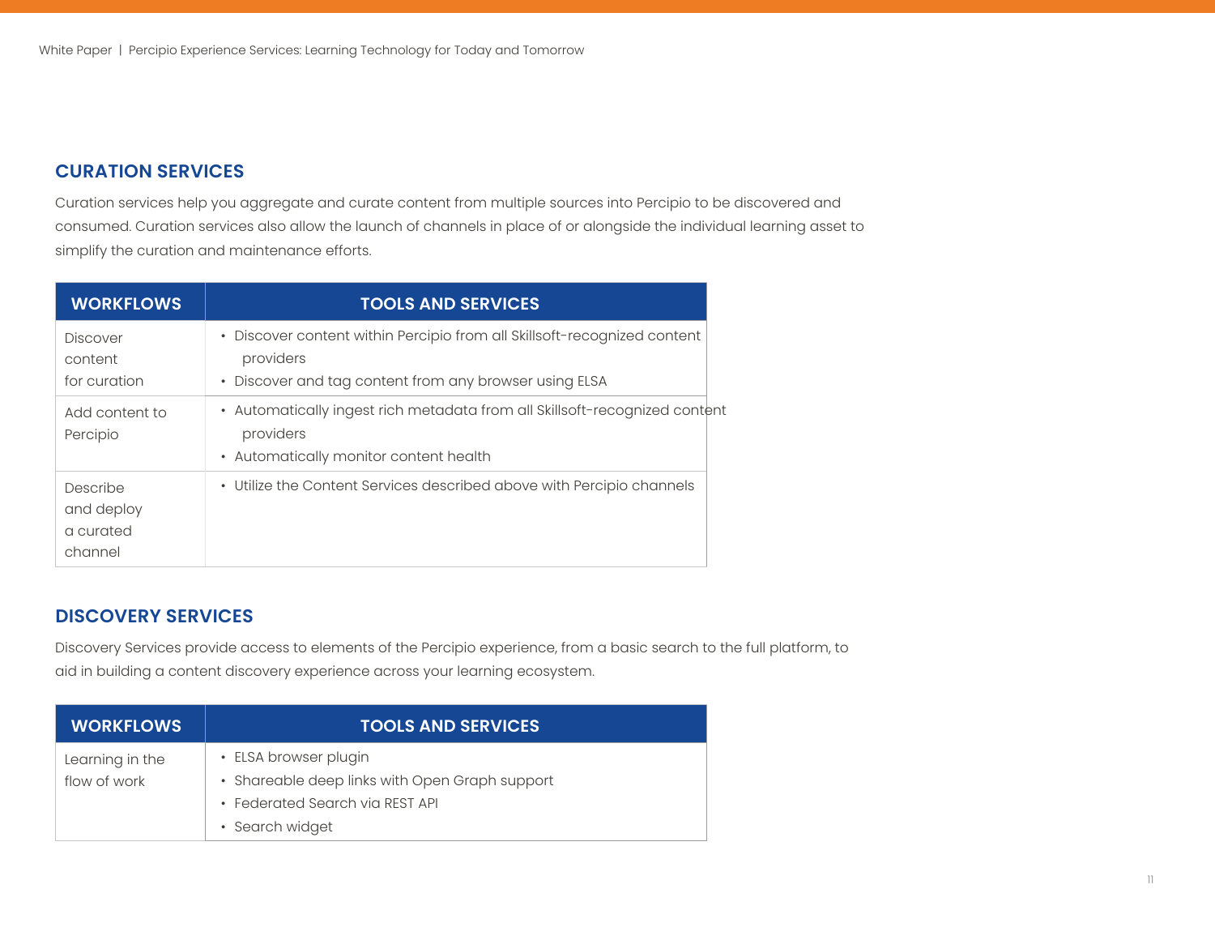## CURATION SERVICES

Curation services help you aggregate and curate content from multiple sources into Percipio to be discovered and consumed. Curation services also allow the launch of channels in place of or alongside the individual learning asset to simplify the curation and maintenance efforts.

| WORKFLOWS | TOOLS AND SERVICES |
|---|---|
| Discover content for curation | • Discover content within Percipio from all Skillsoft-recognized content providers<br>• Discover and tag content from any browser using ELSA |
| Add content to Percipio | • Automatically ingest rich metadata from all Skillsoft-recognized content providers<br>• Automatically monitor content health |
| Describe and deploy a curated channel | • Utilize the Content Services described above with Percipio channels |

## DISCOVERY SERVICES

Discovery Services provide access to elements of the Percipio experience, from a basic search to the full platform, to aid in building a content discovery experience across your learning ecosystem.

| WORKFLOWS | TOOLS AND SERVICES |
|---|---|
| Learning in the flow of work | • ELSA browser plugin<br>• Shareable deep links with Open Graph support<br>• Federated Search via REST API<br>• Search widget |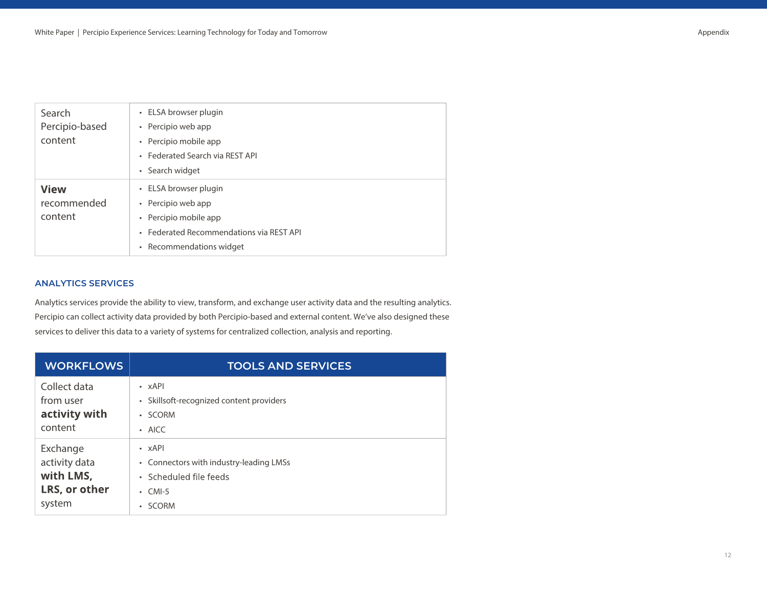| | |
|---|---|
| Search Percipio-based content | • ELSA browser plugin<br>• Percipio web app<br>• Percipio mobile app<br>• Federated Search via REST API<br>• Search widget |
| **View** recommended content | • ELSA browser plugin<br>• Percipio web app<br>• Percipio mobile app<br>• Federated Recommendations via REST API<br>• Recommendations widget |

### ANALYTICS SERVICES

Analytics services provide the ability to view, transform, and exchange user activity data and the resulting analytics. Percipio can collect activity data provided by both Percipio-based and external content. We've also designed these services to deliver this data to a variety of systems for centralized collection, analysis and reporting.

| WORKFLOWS | TOOLS AND SERVICES |
|---|---|
| Collect data from user **activity with** content | • xAPI<br>• Skillsoft-recognized content providers<br>• SCORM<br>• AICC |
| Exchange activity data **with LMS, LRS, or other** system | • xAPI<br>• Connectors with industry-leading LMSs<br>• Scheduled file feeds<br>• CMI-5<br>• SCORM |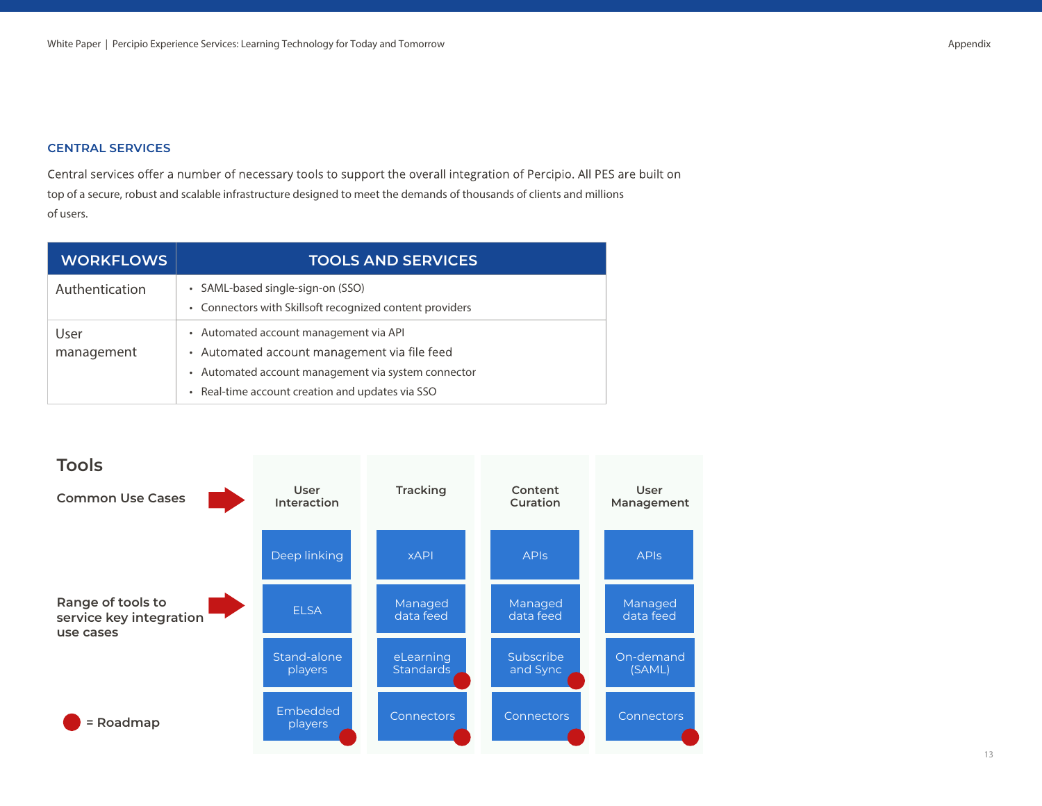## CENTRAL SERVICES

Central services offer a number of necessary tools to support the overall integration of Percipio. All PES are built on top of a secure, robust and scalable infrastructure designed to meet the demands of thousands of clients and millions of users.

| WORKFLOWS | TOOLS AND SERVICES |
| --- | --- |
| Authentication | • SAML-based single-sign-on (SSO)<br>• Connectors with Skillsoft recognized content providers |
| User management | • Automated account management via API<br>• Automated account management via file feed<br>• Automated account management via system connector<br>• Real-time account creation and updates via SSO |

## Tools

**Common Use Cases** → 

**Range of tools to service key integration use cases** →

| User Interaction | Tracking | Content Curation | User Management |
| --- | --- | --- | --- |
| Deep linking | xAPI | APIs | APIs |
| ELSA | Managed data feed | Managed data feed | Managed data feed |
| Stand-alone players | eLearning Standards ● | Subscribe and Sync ● | On-demand (SAML) |
| Embedded players ● | Connectors ● | Connectors ● | Connectors ● |

● = Roadmap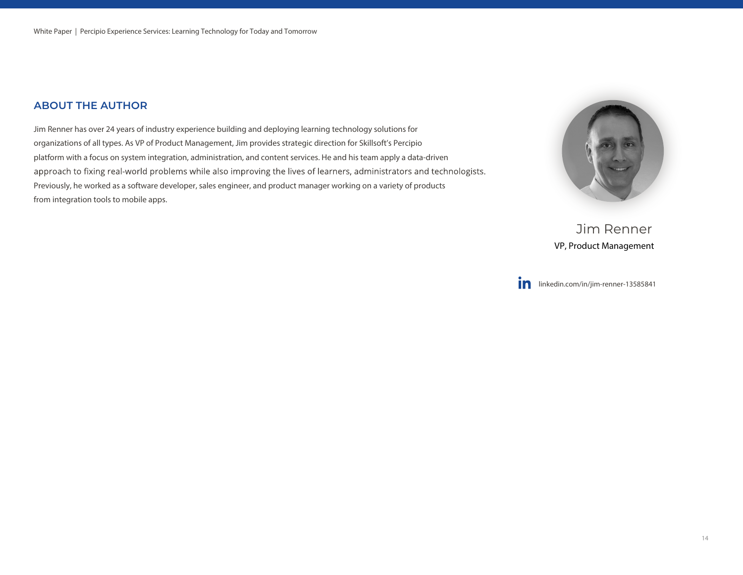## ABOUT THE AUTHOR

Jim Renner has over 24 years of industry experience building and deploying learning technology solutions for organizations of all types. As VP of Product Management, Jim provides strategic direction for Skillsoft's Percipio platform with a focus on system integration, administration, and content services. He and his team apply a data-driven approach to fixing real-world problems while also improving the lives of learners, administrators and technologists. Previously, he worked as a software developer, sales engineer, and product manager working on a variety of products from integration tools to mobile apps.

Jim Renner

VP, Product Management

linkedin.com/in/jim-renner-13585841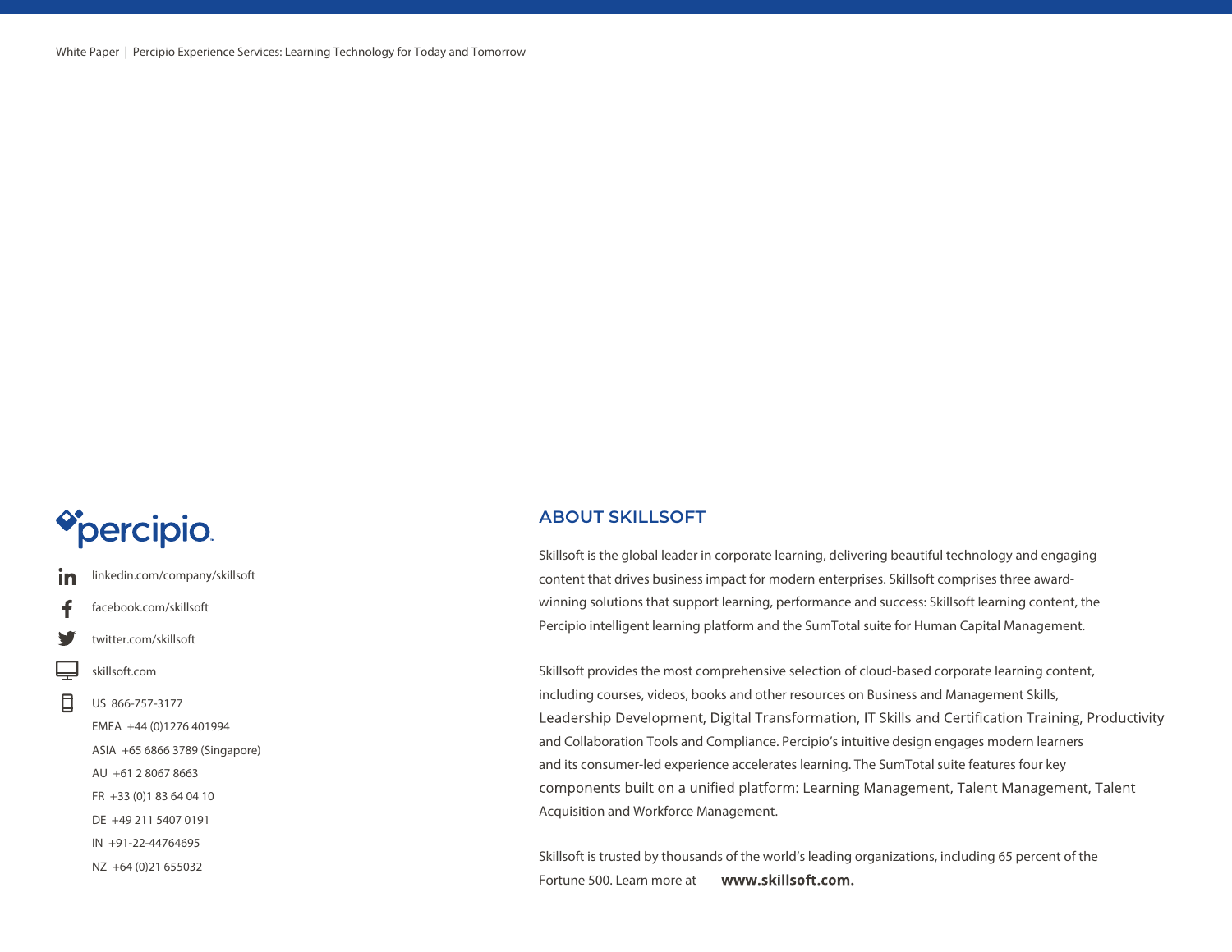percipio

linkedin.com/company/skillsoft

facebook.com/skillsoft

twitter.com/skillsoft

skillsoft.com

US 866-757-3177
EMEA +44 (0)1276 401994
ASIA +65 6866 3789 (Singapore)
AU +61 2 8067 8663
FR +33 (0)1 83 64 04 10
DE +49 211 5407 0191
IN +91-22-44764695
NZ +64 (0)21 655032

## ABOUT SKILLSOFT

Skillsoft is the global leader in corporate learning, delivering beautiful technology and engaging content that drives business impact for modern enterprises. Skillsoft comprises three award-winning solutions that support learning, performance and success: Skillsoft learning content, the Percipio intelligent learning platform and the SumTotal suite for Human Capital Management.

Skillsoft provides the most comprehensive selection of cloud-based corporate learning content, including courses, videos, books and other resources on Business and Management Skills, Leadership Development, Digital Transformation, IT Skills and Certification Training, Productivity and Collaboration Tools and Compliance. Percipio's intuitive design engages modern learners and its consumer-led experience accelerates learning. The SumTotal suite features four key components built on a unified platform: Learning Management, Talent Management, Talent Acquisition and Workforce Management.

Skillsoft is trusted by thousands of the world's leading organizations, including 65 percent of the Fortune 500. Learn more at **www.skillsoft.com.**